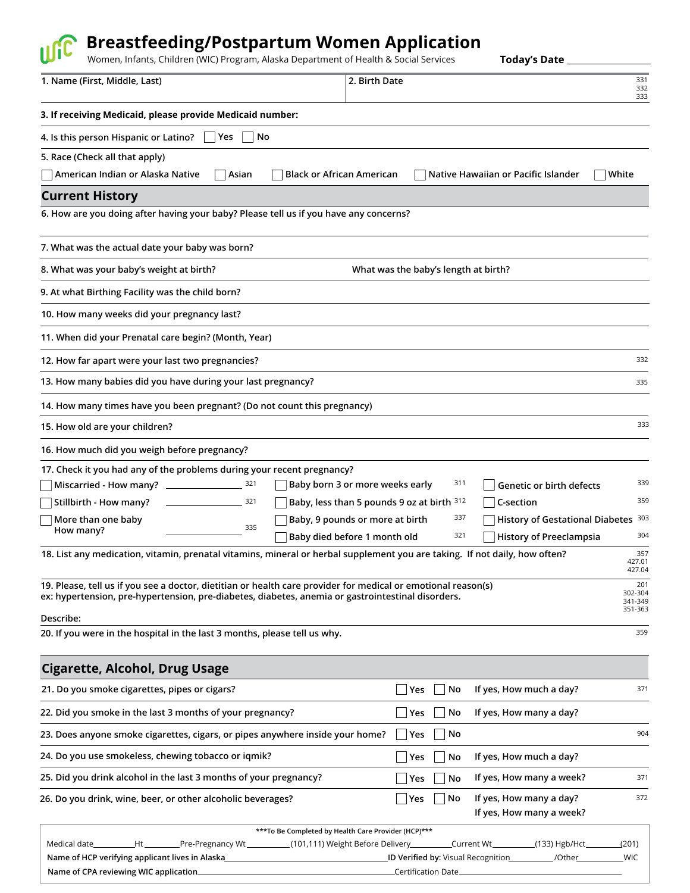# Breastfeeding/Postpartum Women Application

Women, Infants, Children (WIC) Program, Alaska Department of Health & Social Services

**Today's Date** ______________

1. Name (First, Middle, Last)
2. Birth Date

331
332
333

3. If receiving Medicaid, please provide Medicaid number:

4. Is this person Hispanic or Latino? ☐ Yes ☐ No

5. Race (Check all that apply)

☐ American Indian or Alaska Native ☐ Asian ☐ Black or African American ☐ Native Hawaiian or Pacific Islander ☐ White

## Current History

6. How are you doing after having your baby? Please tell us if you have any concerns?

7. What was the actual date your baby was born?

8. What was your baby's weight at birth? What was the baby's length at birth?

9. At what Birthing Facility was the child born?

10. How many weeks did your pregnancy last?

11. When did your Prenatal care begin? (Month, Year)

12. How far apart were your last two pregnancies? 332

13. How many babies did you have during your last pregnancy? 335

14. How many times have you been pregnant? (Do not count this pregnancy)

15. How old are your children? 333

16. How much did you weigh before pregnancy?

17. Check it you had any of the problems during your recent pregnancy?

| | | |
|---|---|---|
| ☐ Miscarried - How many? ______ 321 | ☐ Baby born 3 or more weeks early 311 | ☐ Genetic or birth defects 339 |
| ☐ Stillbirth - How many? ______ 321 | ☐ Baby, less than 5 pounds 9 oz at birth 312 | ☐ C-section 359 |
| ☐ More than one baby How many? ______ 335 | ☐ Baby, 9 pounds or more at birth 337 | ☐ History of Gestational Diabetes 303 |
| | ☐ Baby died before 1 month old 321 | ☐ History of Preeclampsia 304 |

18. List any medication, vitamin, prenatal vitamins, mineral or herbal supplement you are taking. If not daily, how often? 357 427.01 427.04

19. Please, tell us if you see a doctor, dietitian or health care provider for medical or emotional reason(s) ex: hypertension, pre-hypertension, pre-diabetes, diabetes, anemia or gastrointestinal disorders. 201 302-304 341-349 351-363

Describe:

20. If you were in the hospital in the last 3 months, please tell us why. 359

## Cigarette, Alcohol, Drug Usage

| Question | | | | Code |
|---|---|---|---|---|
| 21. Do you smoke cigarettes, pipes or cigars? | ☐ Yes | ☐ No | If yes, How much a day? | 371 |
| 22. Did you smoke in the last 3 months of your pregnancy? | ☐ Yes | ☐ No | If yes, How many a day? | |
| 23. Does anyone smoke cigarettes, cigars, or pipes anywhere inside your home? | ☐ Yes | ☐ No | | 904 |
| 24. Do you use smokeless, chewing tobacco or iqmik? | ☐ Yes | ☐ No | If yes, How much a day? | |
| 25. Did you drink alcohol in the last 3 months of your pregnancy? | ☐ Yes | ☐ No | If yes, How many a week? | 371 |
| 26. Do you drink, wine, beer, or other alcoholic beverages? | ☐ Yes | ☐ No | If yes, How many a day? If yes, How many a week? | 372 |

***To Be Completed by Health Care Provider (HCP)***

Medical date__________Ht ________Pre-Pregnancy Wt __________(101,111) Weight Before Delivery__________Current Wt__________(133) Hgb/Hct________(201)

Name of HCP verifying applicant lives in Alaska____________________ID Verified by: Visual Recognition__________/Other__________WIC

Name of CPA reviewing WIC application____________________Certification Date____________________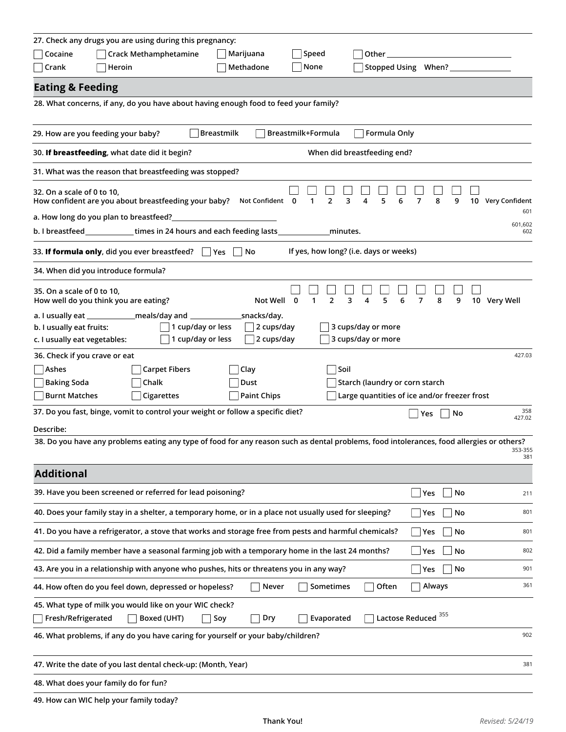27. Check any drugs you are using during this pregnancy:

☐ Cocaine ☐ Crack Methamphetamine ☐ Marijuana ☐ Speed ☐ Other ____________

☐ Crank ☐ Heroin ☐ Methadone ☐ None ☐ Stopped Using When? ____________

## Eating & Feeding

28. What concerns, if any, do you have about having enough food to feed your family?

29. How are you feeding your baby? ☐ Breastmilk ☐ Breastmilk+Formula ☐ Formula Only

30. **If breastfeeding**, what date did it begin? When did breastfeeding end?

31. What was the reason that breastfeeding was stopped?

32. On a scale of 0 to 10,
How confident are you about breastfeeding your baby? Not Confident ☐ 0 ☐ 1 ☐ 2 ☐ 3 ☐ 4 ☐ 5 ☐ 6 ☐ 7 ☐ 8 ☐ 9 ☐ 10 Very Confident

a. How long do you plan to breastfeed? ____________ 601

b. I breastfeed ____________ times in 24 hours and each feeding lasts ____________ minutes. 601,602 602

33. **If formula only**, did you ever breastfeed? ☐ Yes ☐ No If yes, how long? (i.e. days or weeks)

34. When did you introduce formula?

35. On a scale of 0 to 10,
How well do you think you are eating? Not Well ☐ 0 ☐ 1 ☐ 2 ☐ 3 ☐ 4 ☐ 5 ☐ 6 ☐ 7 ☐ 8 ☐ 9 ☐ 10 Very Well

a. I usually eat ____________ meals/day and ____________ snacks/day.

b. I usually eat fruits: ☐ 1 cup/day or less ☐ 2 cups/day ☐ 3 cups/day or more

c. I usually eat vegetables: ☐ 1 cup/day or less ☐ 2 cups/day ☐ 3 cups/day or more

36. Check if you crave or eat 427.03

☐ Ashes ☐ Carpet Fibers ☐ Clay ☐ Soil

☐ Baking Soda ☐ Chalk ☐ Dust ☐ Starch (laundry or corn starch

☐ Burnt Matches ☐ Cigarettes ☐ Paint Chips ☐ Large quantities of ice and/or freezer frost

37. Do you fast, binge, vomit to control your weight or follow a specific diet? ☐ Yes ☐ No 358 427.02

Describe:

38. Do you have any problems eating any type of food for any reason such as dental problems, food intolerances, food allergies or others? 353-355 381

## Additional

39. Have you been screened or referred for lead poisoning? ☐ Yes ☐ No 211

40. Does your family stay in a shelter, a temporary home, or in a place not usually used for sleeping? ☐ Yes ☐ No 801

41. Do you have a refrigerator, a stove that works and storage free from pests and harmful chemicals? ☐ Yes ☐ No 801

42. Did a family member have a seasonal farming job with a temporary home in the last 24 months? ☐ Yes ☐ No 802

43. Are you in a relationship with anyone who pushes, hits or threatens you in any way? ☐ Yes ☐ No 901

44. How often do you feel down, depressed or hopeless? ☐ Never ☐ Sometimes ☐ Often ☐ Always 361

45. What type of milk you would like on your WIC check?

☐ Fresh/Refrigerated ☐ Boxed (UHT) ☐ Soy ☐ Dry ☐ Evaporated ☐ Lactose Reduced 355

46. What problems, if any do you have caring for yourself or your baby/children? 902

47. Write the date of you last dental check-up: (Month, Year) 381

48. What does your family do for fun?

49. How can WIC help your family today?

Thank You!

*Revised: 5/24/19*